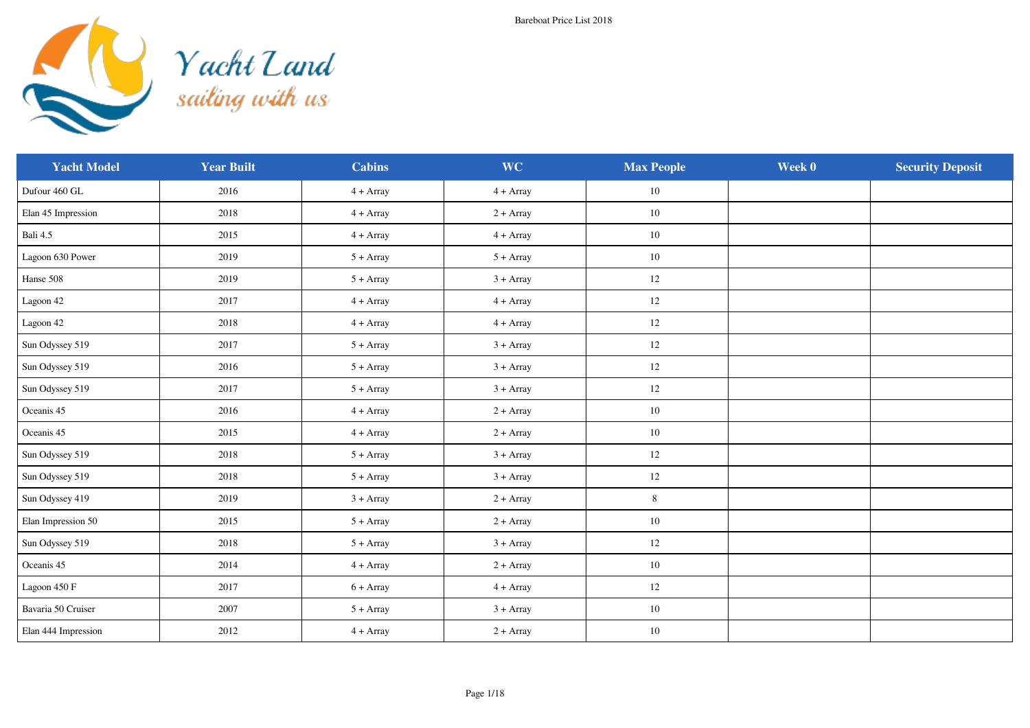Yacht Land
sailing with us

Bareboat Price List 2018

| Yacht Model | Year Built | Cabins | WC | Max People | Week 0 | Security Deposit |
|---|---|---|---|---|---|---|
| Dufour 460 GL | 2016 | 4 + Array | 4 + Array | 10 | | |
| Elan 45 Impression | 2018 | 4 + Array | 2 + Array | 10 | | |
| Bali 4.5 | 2015 | 4 + Array | 4 + Array | 10 | | |
| Lagoon 630 Power | 2019 | 5 + Array | 5 + Array | 10 | | |
| Hanse 508 | 2019 | 5 + Array | 3 + Array | 12 | | |
| Lagoon 42 | 2017 | 4 + Array | 4 + Array | 12 | | |
| Lagoon 42 | 2018 | 4 + Array | 4 + Array | 12 | | |
| Sun Odyssey 519 | 2017 | 5 + Array | 3 + Array | 12 | | |
| Sun Odyssey 519 | 2016 | 5 + Array | 3 + Array | 12 | | |
| Sun Odyssey 519 | 2017 | 5 + Array | 3 + Array | 12 | | |
| Oceanis 45 | 2016 | 4 + Array | 2 + Array | 10 | | |
| Oceanis 45 | 2015 | 4 + Array | 2 + Array | 10 | | |
| Sun Odyssey 519 | 2018 | 5 + Array | 3 + Array | 12 | | |
| Sun Odyssey 519 | 2018 | 5 + Array | 3 + Array | 12 | | |
| Sun Odyssey 419 | 2019 | 3 + Array | 2 + Array | 8 | | |
| Elan Impression 50 | 2015 | 5 + Array | 2 + Array | 10 | | |
| Sun Odyssey 519 | 2018 | 5 + Array | 3 + Array | 12 | | |
| Oceanis 45 | 2014 | 4 + Array | 2 + Array | 10 | | |
| Lagoon 450 F | 2017 | 6 + Array | 4 + Array | 12 | | |
| Bavaria 50 Cruiser | 2007 | 5 + Array | 3 + Array | 10 | | |
| Elan 444 Impression | 2012 | 4 + Array | 2 + Array | 10 | | |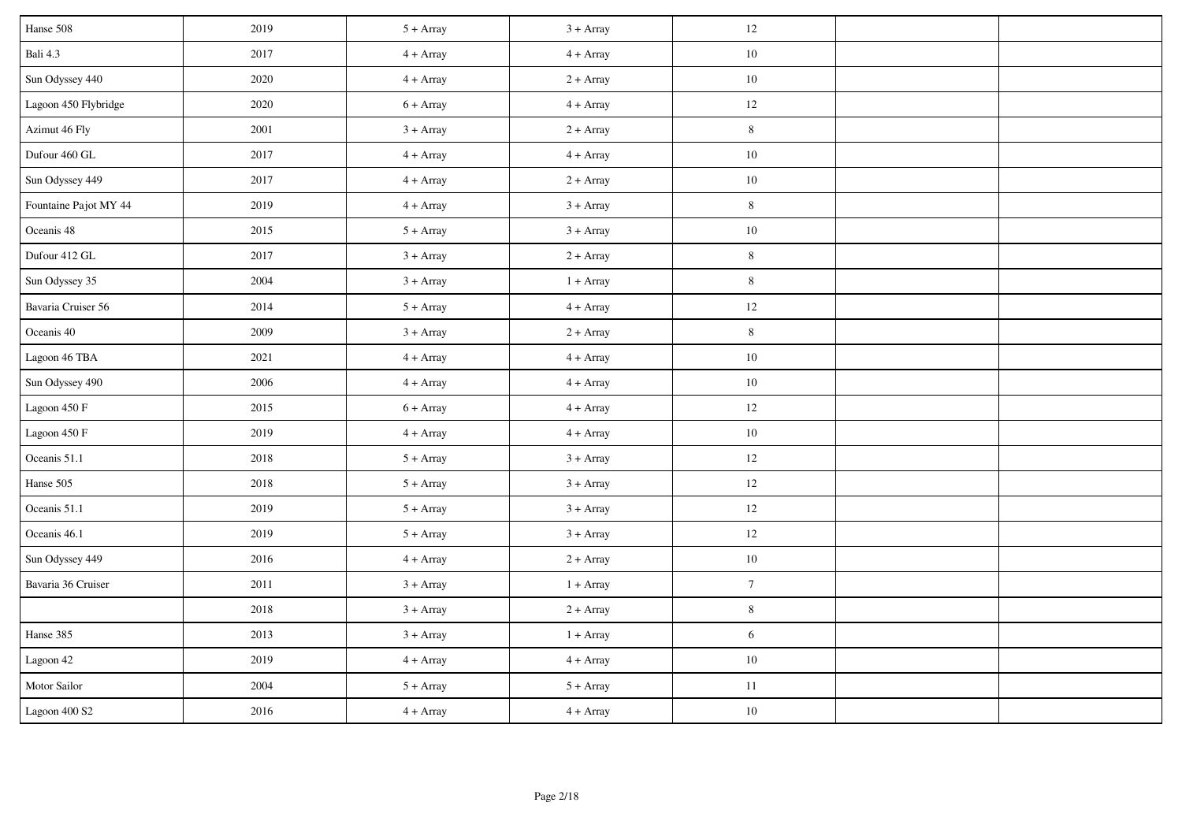| | | | | | | |
|---|---|---|---|---|---|---|
| Hanse 508 | 2019 | 5 + Array | 3 + Array | 12 | | |
| Bali 4.3 | 2017 | 4 + Array | 4 + Array | 10 | | |
| Sun Odyssey 440 | 2020 | 4 + Array | 2 + Array | 10 | | |
| Lagoon 450 Flybridge | 2020 | 6 + Array | 4 + Array | 12 | | |
| Azimut 46 Fly | 2001 | 3 + Array | 2 + Array | 8 | | |
| Dufour 460 GL | 2017 | 4 + Array | 4 + Array | 10 | | |
| Sun Odyssey 449 | 2017 | 4 + Array | 2 + Array | 10 | | |
| Fountaine Pajot MY 44 | 2019 | 4 + Array | 3 + Array | 8 | | |
| Oceanis 48 | 2015 | 5 + Array | 3 + Array | 10 | | |
| Dufour 412 GL | 2017 | 3 + Array | 2 + Array | 8 | | |
| Sun Odyssey 35 | 2004 | 3 + Array | 1 + Array | 8 | | |
| Bavaria Cruiser 56 | 2014 | 5 + Array | 4 + Array | 12 | | |
| Oceanis 40 | 2009 | 3 + Array | 2 + Array | 8 | | |
| Lagoon 46 TBA | 2021 | 4 + Array | 4 + Array | 10 | | |
| Sun Odyssey 490 | 2006 | 4 + Array | 4 + Array | 10 | | |
| Lagoon 450 F | 2015 | 6 + Array | 4 + Array | 12 | | |
| Lagoon 450 F | 2019 | 4 + Array | 4 + Array | 10 | | |
| Oceanis 51.1 | 2018 | 5 + Array | 3 + Array | 12 | | |
| Hanse 505 | 2018 | 5 + Array | 3 + Array | 12 | | |
| Oceanis 51.1 | 2019 | 5 + Array | 3 + Array | 12 | | |
| Oceanis 46.1 | 2019 | 5 + Array | 3 + Array | 12 | | |
| Sun Odyssey 449 | 2016 | 4 + Array | 2 + Array | 10 | | |
| Bavaria 36 Cruiser | 2011 | 3 + Array | 1 + Array | 7 | | |
| | 2018 | 3 + Array | 2 + Array | 8 | | |
| Hanse 385 | 2013 | 3 + Array | 1 + Array | 6 | | |
| Lagoon 42 | 2019 | 4 + Array | 4 + Array | 10 | | |
| Motor Sailor | 2004 | 5 + Array | 5 + Array | 11 | | |
| Lagoon 400 S2 | 2016 | 4 + Array | 4 + Array | 10 | | |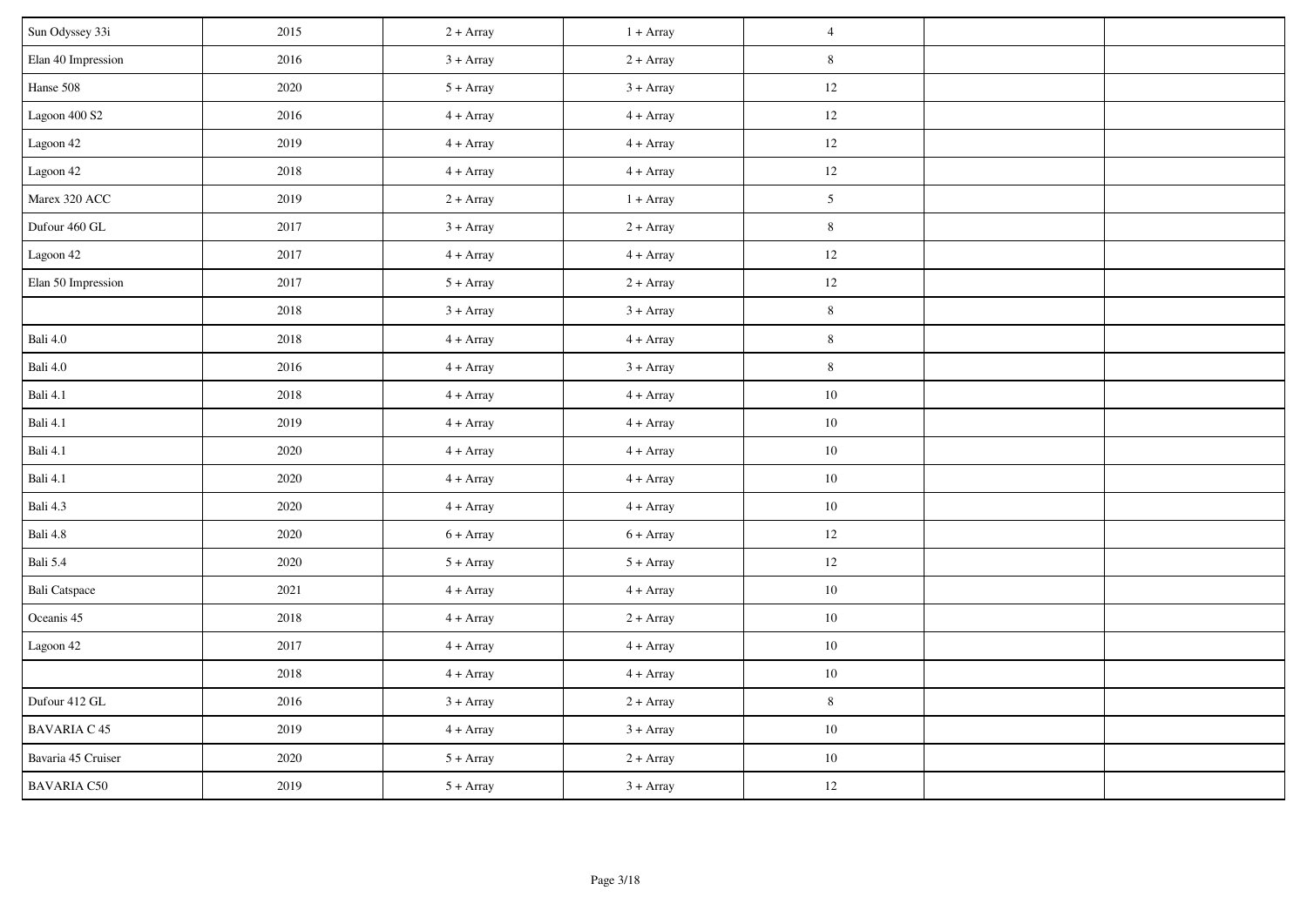| | | | | | | |
|---|---|---|---|---|---|---|
| Sun Odyssey 33i | 2015 | 2 + Array | 1 + Array | 4 | | |
| Elan 40 Impression | 2016 | 3 + Array | 2 + Array | 8 | | |
| Hanse 508 | 2020 | 5 + Array | 3 + Array | 12 | | |
| Lagoon 400 S2 | 2016 | 4 + Array | 4 + Array | 12 | | |
| Lagoon 42 | 2019 | 4 + Array | 4 + Array | 12 | | |
| Lagoon 42 | 2018 | 4 + Array | 4 + Array | 12 | | |
| Marex 320 ACC | 2019 | 2 + Array | 1 + Array | 5 | | |
| Dufour 460 GL | 2017 | 3 + Array | 2 + Array | 8 | | |
| Lagoon 42 | 2017 | 4 + Array | 4 + Array | 12 | | |
| Elan 50 Impression | 2017 | 5 + Array | 2 + Array | 12 | | |
| | 2018 | 3 + Array | 3 + Array | 8 | | |
| Bali 4.0 | 2018 | 4 + Array | 4 + Array | 8 | | |
| Bali 4.0 | 2016 | 4 + Array | 3 + Array | 8 | | |
| Bali 4.1 | 2018 | 4 + Array | 4 + Array | 10 | | |
| Bali 4.1 | 2019 | 4 + Array | 4 + Array | 10 | | |
| Bali 4.1 | 2020 | 4 + Array | 4 + Array | 10 | | |
| Bali 4.1 | 2020 | 4 + Array | 4 + Array | 10 | | |
| Bali 4.3 | 2020 | 4 + Array | 4 + Array | 10 | | |
| Bali 4.8 | 2020 | 6 + Array | 6 + Array | 12 | | |
| Bali 5.4 | 2020 | 5 + Array | 5 + Array | 12 | | |
| Bali Catspace | 2021 | 4 + Array | 4 + Array | 10 | | |
| Oceanis 45 | 2018 | 4 + Array | 2 + Array | 10 | | |
| Lagoon 42 | 2017 | 4 + Array | 4 + Array | 10 | | |
| | 2018 | 4 + Array | 4 + Array | 10 | | |
| Dufour 412 GL | 2016 | 3 + Array | 2 + Array | 8 | | |
| BAVARIA C 45 | 2019 | 4 + Array | 3 + Array | 10 | | |
| Bavaria 45 Cruiser | 2020 | 5 + Array | 2 + Array | 10 | | |
| BAVARIA C50 | 2019 | 5 + Array | 3 + Array | 12 | | |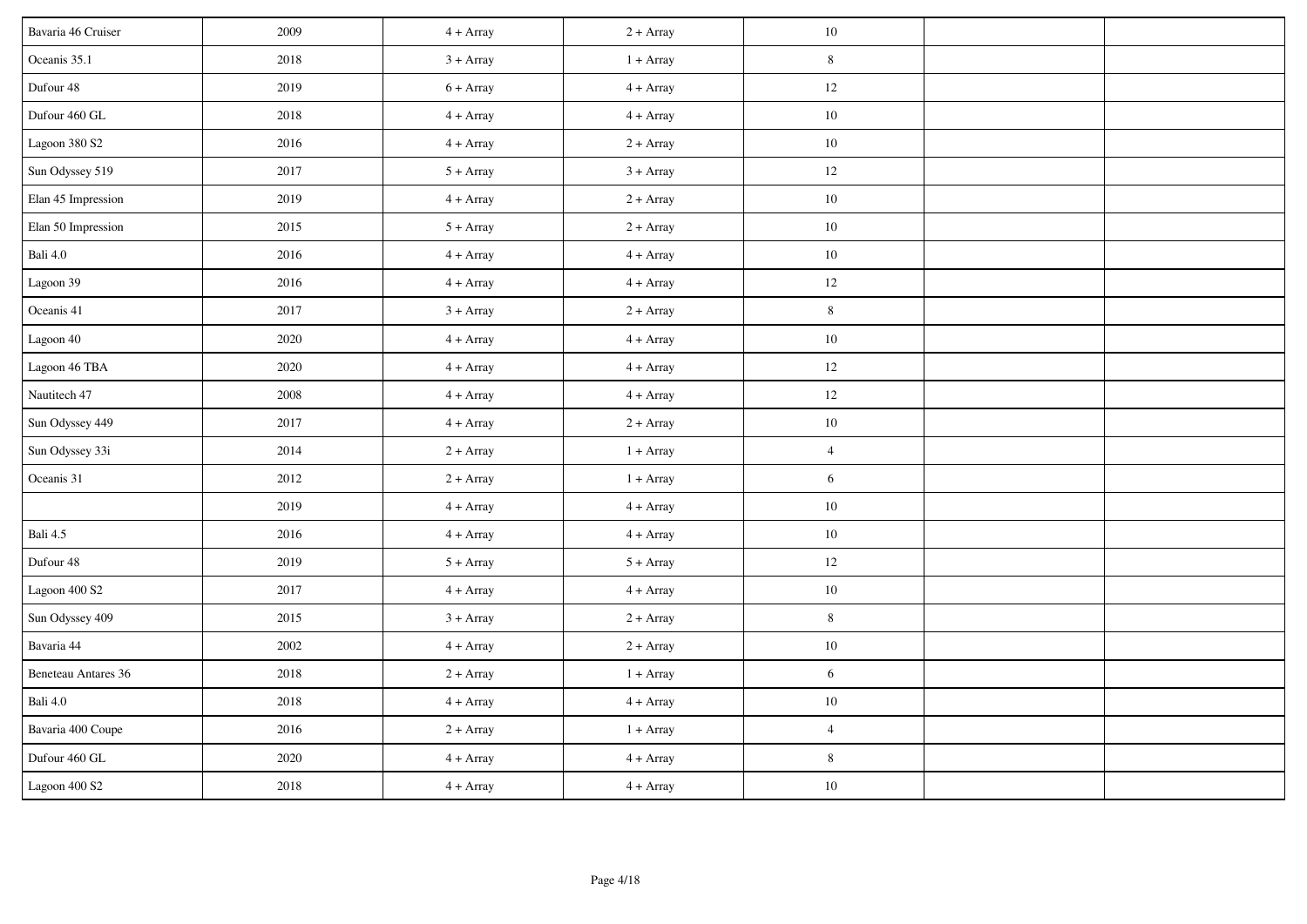| | | | | | | |
|---|---|---|---|---|---|---|
| Bavaria 46 Cruiser | 2009 | 4 + Array | 2 + Array | 10 | | |
| Oceanis 35.1 | 2018 | 3 + Array | 1 + Array | 8 | | |
| Dufour 48 | 2019 | 6 + Array | 4 + Array | 12 | | |
| Dufour 460 GL | 2018 | 4 + Array | 4 + Array | 10 | | |
| Lagoon 380 S2 | 2016 | 4 + Array | 2 + Array | 10 | | |
| Sun Odyssey 519 | 2017 | 5 + Array | 3 + Array | 12 | | |
| Elan 45 Impression | 2019 | 4 + Array | 2 + Array | 10 | | |
| Elan 50 Impression | 2015 | 5 + Array | 2 + Array | 10 | | |
| Bali 4.0 | 2016 | 4 + Array | 4 + Array | 10 | | |
| Lagoon 39 | 2016 | 4 + Array | 4 + Array | 12 | | |
| Oceanis 41 | 2017 | 3 + Array | 2 + Array | 8 | | |
| Lagoon 40 | 2020 | 4 + Array | 4 + Array | 10 | | |
| Lagoon 46 TBA | 2020 | 4 + Array | 4 + Array | 12 | | |
| Nautitech 47 | 2008 | 4 + Array | 4 + Array | 12 | | |
| Sun Odyssey 449 | 2017 | 4 + Array | 2 + Array | 10 | | |
| Sun Odyssey 33i | 2014 | 2 + Array | 1 + Array | 4 | | |
| Oceanis 31 | 2012 | 2 + Array | 1 + Array | 6 | | |
| | 2019 | 4 + Array | 4 + Array | 10 | | |
| Bali 4.5 | 2016 | 4 + Array | 4 + Array | 10 | | |
| Dufour 48 | 2019 | 5 + Array | 5 + Array | 12 | | |
| Lagoon 400 S2 | 2017 | 4 + Array | 4 + Array | 10 | | |
| Sun Odyssey 409 | 2015 | 3 + Array | 2 + Array | 8 | | |
| Bavaria 44 | 2002 | 4 + Array | 2 + Array | 10 | | |
| Beneteau Antares 36 | 2018 | 2 + Array | 1 + Array | 6 | | |
| Bali 4.0 | 2018 | 4 + Array | 4 + Array | 10 | | |
| Bavaria 400 Coupe | 2016 | 2 + Array | 1 + Array | 4 | | |
| Dufour 460 GL | 2020 | 4 + Array | 4 + Array | 8 | | |
| Lagoon 400 S2 | 2018 | 4 + Array | 4 + Array | 10 | | |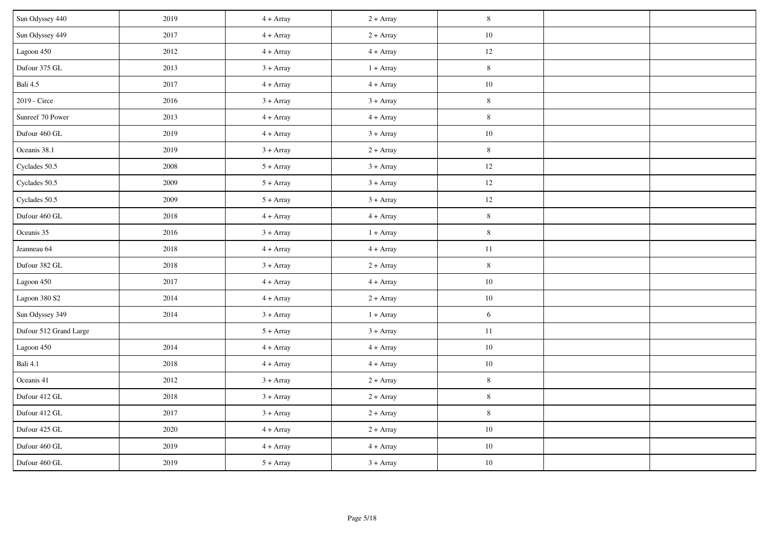| | | | | | | |
|---|---|---|---|---|---|---|
| Sun Odyssey 440 | 2019 | 4 + Array | 2 + Array | 8 | | |
| Sun Odyssey 449 | 2017 | 4 + Array | 2 + Array | 10 | | |
| Lagoon 450 | 2012 | 4 + Array | 4 + Array | 12 | | |
| Dufour 375 GL | 2013 | 3 + Array | 1 + Array | 8 | | |
| Bali 4.5 | 2017 | 4 + Array | 4 + Array | 10 | | |
| 2019 - Circe | 2016 | 3 + Array | 3 + Array | 8 | | |
| Sunreef 70 Power | 2013 | 4 + Array | 4 + Array | 8 | | |
| Dufour 460 GL | 2019 | 4 + Array | 3 + Array | 10 | | |
| Oceanis 38.1 | 2019 | 3 + Array | 2 + Array | 8 | | |
| Cyclades 50.5 | 2008 | 5 + Array | 3 + Array | 12 | | |
| Cyclades 50.5 | 2009 | 5 + Array | 3 + Array | 12 | | |
| Cyclades 50.5 | 2009 | 5 + Array | 3 + Array | 12 | | |
| Dufour 460 GL | 2018 | 4 + Array | 4 + Array | 8 | | |
| Oceanis 35 | 2016 | 3 + Array | 1 + Array | 8 | | |
| Jeanneau 64 | 2018 | 4 + Array | 4 + Array | 11 | | |
| Dufour 382 GL | 2018 | 3 + Array | 2 + Array | 8 | | |
| Lagoon 450 | 2017 | 4 + Array | 4 + Array | 10 | | |
| Lagoon 380 S2 | 2014 | 4 + Array | 2 + Array | 10 | | |
| Sun Odyssey 349 | 2014 | 3 + Array | 1 + Array | 6 | | |
| Dufour 512 Grand Large | | 5 + Array | 3 + Array | 11 | | |
| Lagoon 450 | 2014 | 4 + Array | 4 + Array | 10 | | |
| Bali 4.1 | 2018 | 4 + Array | 4 + Array | 10 | | |
| Oceanis 41 | 2012 | 3 + Array | 2 + Array | 8 | | |
| Dufour 412 GL | 2018 | 3 + Array | 2 + Array | 8 | | |
| Dufour 412 GL | 2017 | 3 + Array | 2 + Array | 8 | | |
| Dufour 425 GL | 2020 | 4 + Array | 2 + Array | 10 | | |
| Dufour 460 GL | 2019 | 4 + Array | 4 + Array | 10 | | |
| Dufour 460 GL | 2019 | 5 + Array | 3 + Array | 10 | | |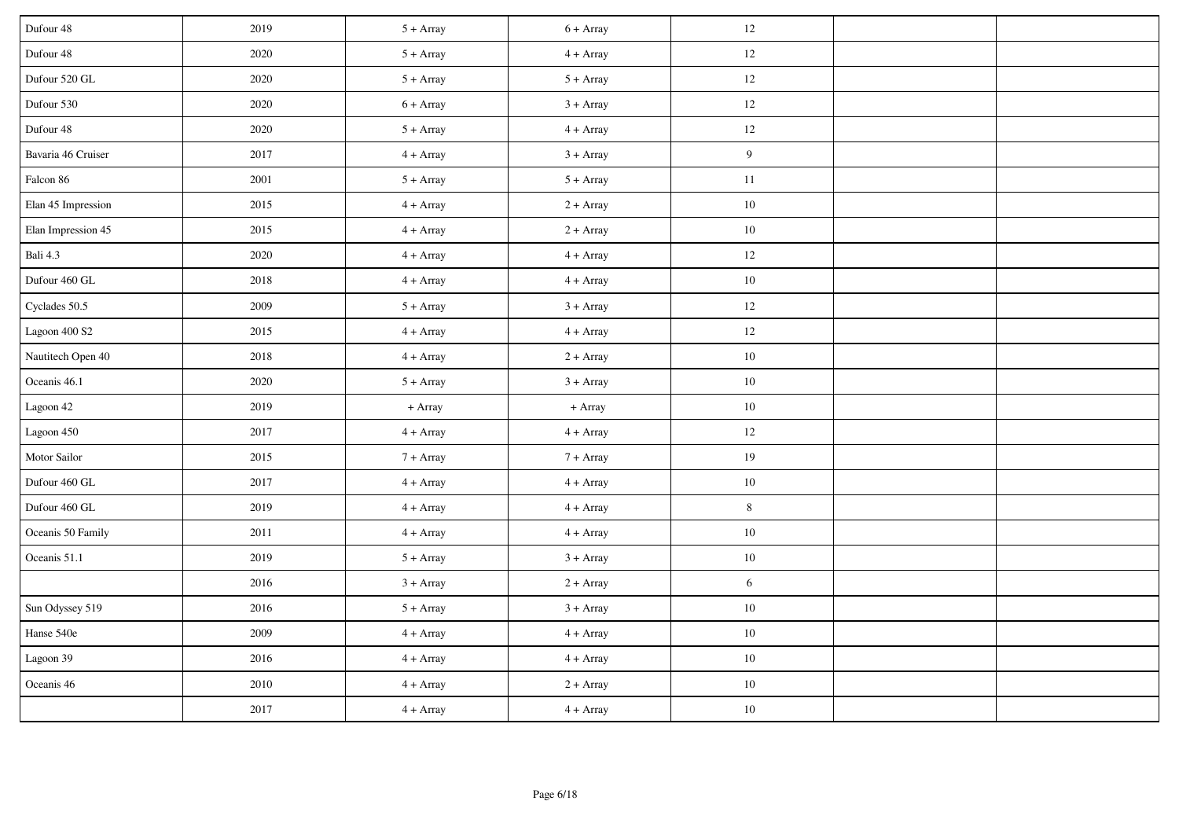| | | | | | | |
|---|---|---|---|---|---|---|
| Dufour 48 | 2019 | 5 + Array | 6 + Array | 12 | | |
| Dufour 48 | 2020 | 5 + Array | 4 + Array | 12 | | |
| Dufour 520 GL | 2020 | 5 + Array | 5 + Array | 12 | | |
| Dufour 530 | 2020 | 6 + Array | 3 + Array | 12 | | |
| Dufour 48 | 2020 | 5 + Array | 4 + Array | 12 | | |
| Bavaria 46 Cruiser | 2017 | 4 + Array | 3 + Array | 9 | | |
| Falcon 86 | 2001 | 5 + Array | 5 + Array | 11 | | |
| Elan 45 Impression | 2015 | 4 + Array | 2 + Array | 10 | | |
| Elan Impression 45 | 2015 | 4 + Array | 2 + Array | 10 | | |
| Bali 4.3 | 2020 | 4 + Array | 4 + Array | 12 | | |
| Dufour 460 GL | 2018 | 4 + Array | 4 + Array | 10 | | |
| Cyclades 50.5 | 2009 | 5 + Array | 3 + Array | 12 | | |
| Lagoon 400 S2 | 2015 | 4 + Array | 4 + Array | 12 | | |
| Nautitech Open 40 | 2018 | 4 + Array | 2 + Array | 10 | | |
| Oceanis 46.1 | 2020 | 5 + Array | 3 + Array | 10 | | |
| Lagoon 42 | 2019 | + Array | + Array | 10 | | |
| Lagoon 450 | 2017 | 4 + Array | 4 + Array | 12 | | |
| Motor Sailor | 2015 | 7 + Array | 7 + Array | 19 | | |
| Dufour 460 GL | 2017 | 4 + Array | 4 + Array | 10 | | |
| Dufour 460 GL | 2019 | 4 + Array | 4 + Array | 8 | | |
| Oceanis 50 Family | 2011 | 4 + Array | 4 + Array | 10 | | |
| Oceanis 51.1 | 2019 | 5 + Array | 3 + Array | 10 | | |
| | 2016 | 3 + Array | 2 + Array | 6 | | |
| Sun Odyssey 519 | 2016 | 5 + Array | 3 + Array | 10 | | |
| Hanse 540e | 2009 | 4 + Array | 4 + Array | 10 | | |
| Lagoon 39 | 2016 | 4 + Array | 4 + Array | 10 | | |
| Oceanis 46 | 2010 | 4 + Array | 2 + Array | 10 | | |
| | 2017 | 4 + Array | 4 + Array | 10 | | |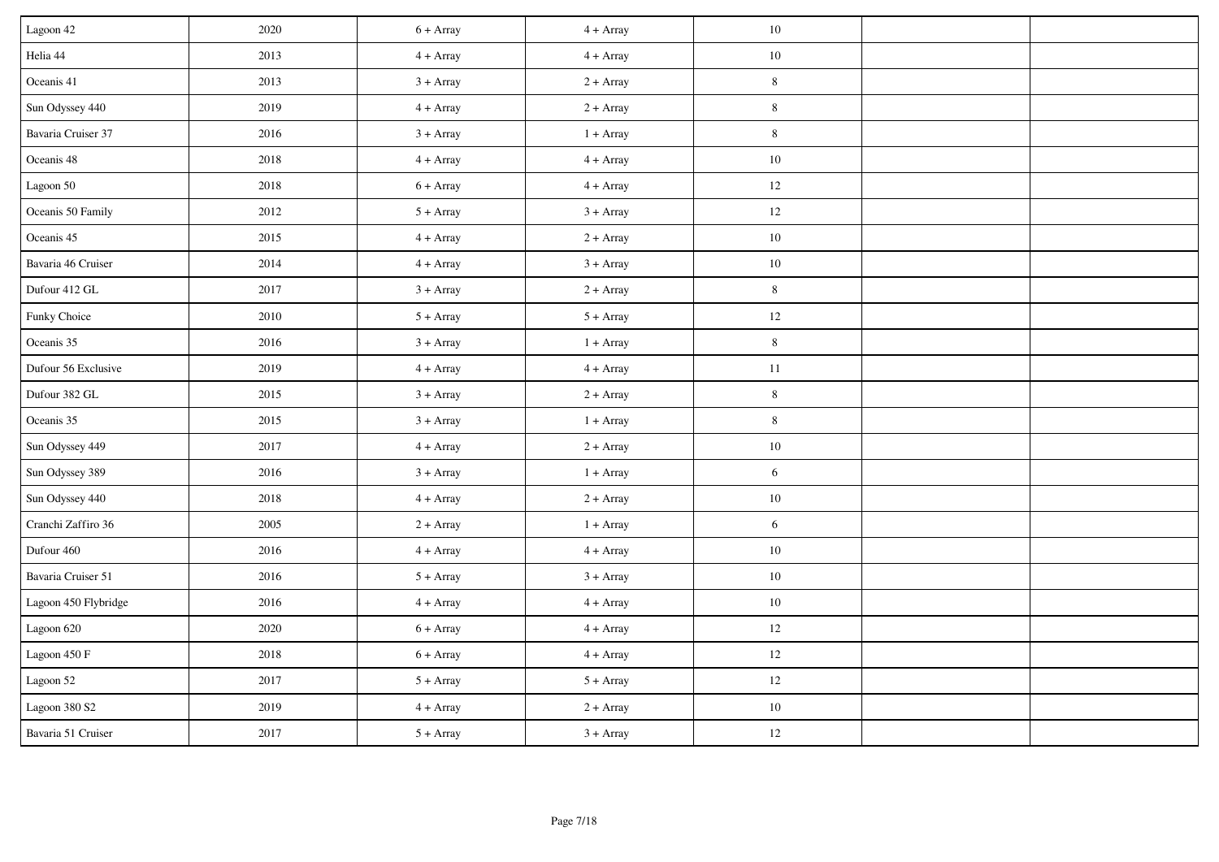| | | | | | | |
|---|---|---|---|---|---|---|
| Lagoon 42 | 2020 | 6 + Array | 4 + Array | 10 | | |
| Helia 44 | 2013 | 4 + Array | 4 + Array | 10 | | |
| Oceanis 41 | 2013 | 3 + Array | 2 + Array | 8 | | |
| Sun Odyssey 440 | 2019 | 4 + Array | 2 + Array | 8 | | |
| Bavaria Cruiser 37 | 2016 | 3 + Array | 1 + Array | 8 | | |
| Oceanis 48 | 2018 | 4 + Array | 4 + Array | 10 | | |
| Lagoon 50 | 2018 | 6 + Array | 4 + Array | 12 | | |
| Oceanis 50 Family | 2012 | 5 + Array | 3 + Array | 12 | | |
| Oceanis 45 | 2015 | 4 + Array | 2 + Array | 10 | | |
| Bavaria 46 Cruiser | 2014 | 4 + Array | 3 + Array | 10 | | |
| Dufour 412 GL | 2017 | 3 + Array | 2 + Array | 8 | | |
| Funky Choice | 2010 | 5 + Array | 5 + Array | 12 | | |
| Oceanis 35 | 2016 | 3 + Array | 1 + Array | 8 | | |
| Dufour 56 Exclusive | 2019 | 4 + Array | 4 + Array | 11 | | |
| Dufour 382 GL | 2015 | 3 + Array | 2 + Array | 8 | | |
| Oceanis 35 | 2015 | 3 + Array | 1 + Array | 8 | | |
| Sun Odyssey 449 | 2017 | 4 + Array | 2 + Array | 10 | | |
| Sun Odyssey 389 | 2016 | 3 + Array | 1 + Array | 6 | | |
| Sun Odyssey 440 | 2018 | 4 + Array | 2 + Array | 10 | | |
| Cranchi Zaffiro 36 | 2005 | 2 + Array | 1 + Array | 6 | | |
| Dufour 460 | 2016 | 4 + Array | 4 + Array | 10 | | |
| Bavaria Cruiser 51 | 2016 | 5 + Array | 3 + Array | 10 | | |
| Lagoon 450 Flybridge | 2016 | 4 + Array | 4 + Array | 10 | | |
| Lagoon 620 | 2020 | 6 + Array | 4 + Array | 12 | | |
| Lagoon 450 F | 2018 | 6 + Array | 4 + Array | 12 | | |
| Lagoon 52 | 2017 | 5 + Array | 5 + Array | 12 | | |
| Lagoon 380 S2 | 2019 | 4 + Array | 2 + Array | 10 | | |
| Bavaria 51 Cruiser | 2017 | 5 + Array | 3 + Array | 12 | | |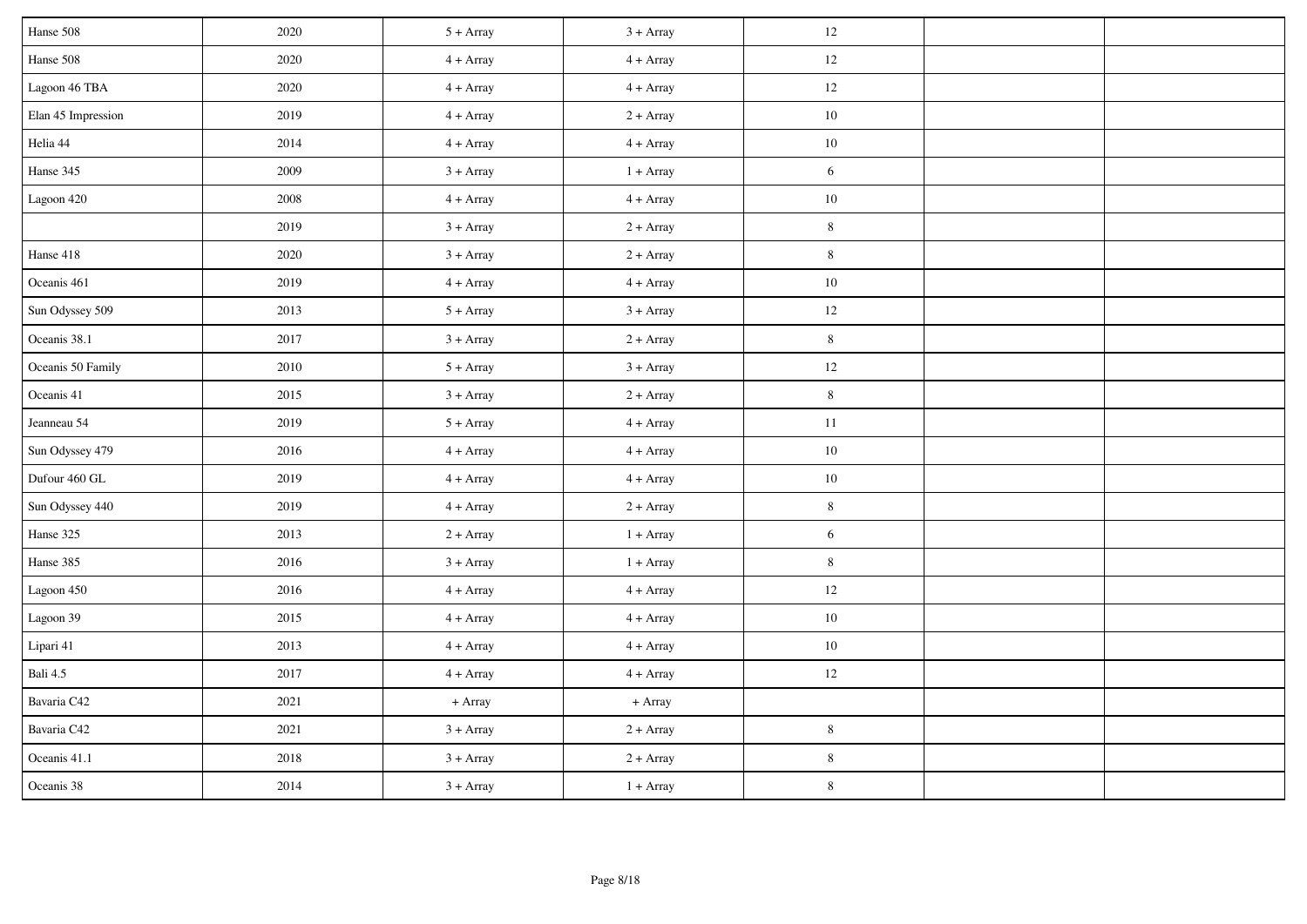| | | | | | | |
|---|---|---|---|---|---|---|
| Hanse 508 | 2020 | 5 + Array | 3 + Array | 12 | | |
| Hanse 508 | 2020 | 4 + Array | 4 + Array | 12 | | |
| Lagoon 46 TBA | 2020 | 4 + Array | 4 + Array | 12 | | |
| Elan 45 Impression | 2019 | 4 + Array | 2 + Array | 10 | | |
| Helia 44 | 2014 | 4 + Array | 4 + Array | 10 | | |
| Hanse 345 | 2009 | 3 + Array | 1 + Array | 6 | | |
| Lagoon 420 | 2008 | 4 + Array | 4 + Array | 10 | | |
| | 2019 | 3 + Array | 2 + Array | 8 | | |
| Hanse 418 | 2020 | 3 + Array | 2 + Array | 8 | | |
| Oceanis 461 | 2019 | 4 + Array | 4 + Array | 10 | | |
| Sun Odyssey 509 | 2013 | 5 + Array | 3 + Array | 12 | | |
| Oceanis 38.1 | 2017 | 3 + Array | 2 + Array | 8 | | |
| Oceanis 50 Family | 2010 | 5 + Array | 3 + Array | 12 | | |
| Oceanis 41 | 2015 | 3 + Array | 2 + Array | 8 | | |
| Jeanneau 54 | 2019 | 5 + Array | 4 + Array | 11 | | |
| Sun Odyssey 479 | 2016 | 4 + Array | 4 + Array | 10 | | |
| Dufour 460 GL | 2019 | 4 + Array | 4 + Array | 10 | | |
| Sun Odyssey 440 | 2019 | 4 + Array | 2 + Array | 8 | | |
| Hanse 325 | 2013 | 2 + Array | 1 + Array | 6 | | |
| Hanse 385 | 2016 | 3 + Array | 1 + Array | 8 | | |
| Lagoon 450 | 2016 | 4 + Array | 4 + Array | 12 | | |
| Lagoon 39 | 2015 | 4 + Array | 4 + Array | 10 | | |
| Lipari 41 | 2013 | 4 + Array | 4 + Array | 10 | | |
| Bali 4.5 | 2017 | 4 + Array | 4 + Array | 12 | | |
| Bavaria C42 | 2021 | + Array | + Array | | | |
| Bavaria C42 | 2021 | 3 + Array | 2 + Array | 8 | | |
| Oceanis 41.1 | 2018 | 3 + Array | 2 + Array | 8 | | |
| Oceanis 38 | 2014 | 3 + Array | 1 + Array | 8 | | |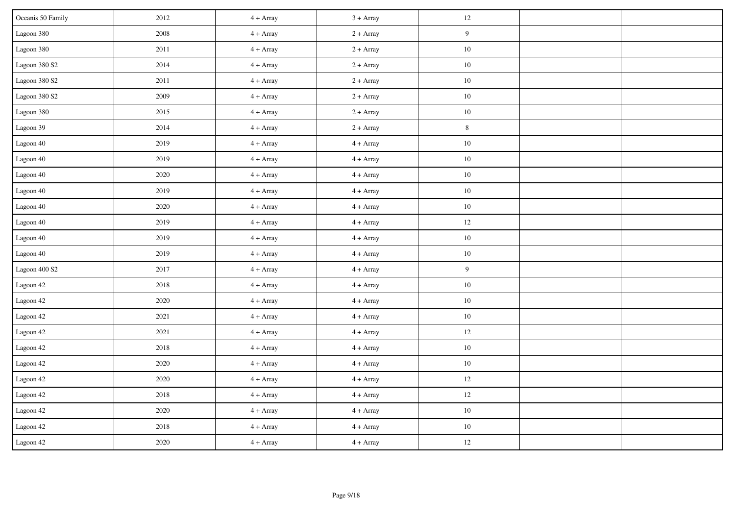| | | | | | | |
|---|---|---|---|---|---|---|
| Oceanis 50 Family | 2012 | 4 + Array | 3 + Array | 12 | | |
| Lagoon 380 | 2008 | 4 + Array | 2 + Array | 9 | | |
| Lagoon 380 | 2011 | 4 + Array | 2 + Array | 10 | | |
| Lagoon 380 S2 | 2014 | 4 + Array | 2 + Array | 10 | | |
| Lagoon 380 S2 | 2011 | 4 + Array | 2 + Array | 10 | | |
| Lagoon 380 S2 | 2009 | 4 + Array | 2 + Array | 10 | | |
| Lagoon 380 | 2015 | 4 + Array | 2 + Array | 10 | | |
| Lagoon 39 | 2014 | 4 + Array | 2 + Array | 8 | | |
| Lagoon 40 | 2019 | 4 + Array | 4 + Array | 10 | | |
| Lagoon 40 | 2019 | 4 + Array | 4 + Array | 10 | | |
| Lagoon 40 | 2020 | 4 + Array | 4 + Array | 10 | | |
| Lagoon 40 | 2019 | 4 + Array | 4 + Array | 10 | | |
| Lagoon 40 | 2020 | 4 + Array | 4 + Array | 10 | | |
| Lagoon 40 | 2019 | 4 + Array | 4 + Array | 12 | | |
| Lagoon 40 | 2019 | 4 + Array | 4 + Array | 10 | | |
| Lagoon 40 | 2019 | 4 + Array | 4 + Array | 10 | | |
| Lagoon 400 S2 | 2017 | 4 + Array | 4 + Array | 9 | | |
| Lagoon 42 | 2018 | 4 + Array | 4 + Array | 10 | | |
| Lagoon 42 | 2020 | 4 + Array | 4 + Array | 10 | | |
| Lagoon 42 | 2021 | 4 + Array | 4 + Array | 10 | | |
| Lagoon 42 | 2021 | 4 + Array | 4 + Array | 12 | | |
| Lagoon 42 | 2018 | 4 + Array | 4 + Array | 10 | | |
| Lagoon 42 | 2020 | 4 + Array | 4 + Array | 10 | | |
| Lagoon 42 | 2020 | 4 + Array | 4 + Array | 12 | | |
| Lagoon 42 | 2018 | 4 + Array | 4 + Array | 12 | | |
| Lagoon 42 | 2020 | 4 + Array | 4 + Array | 10 | | |
| Lagoon 42 | 2018 | 4 + Array | 4 + Array | 10 | | |
| Lagoon 42 | 2020 | 4 + Array | 4 + Array | 12 | | |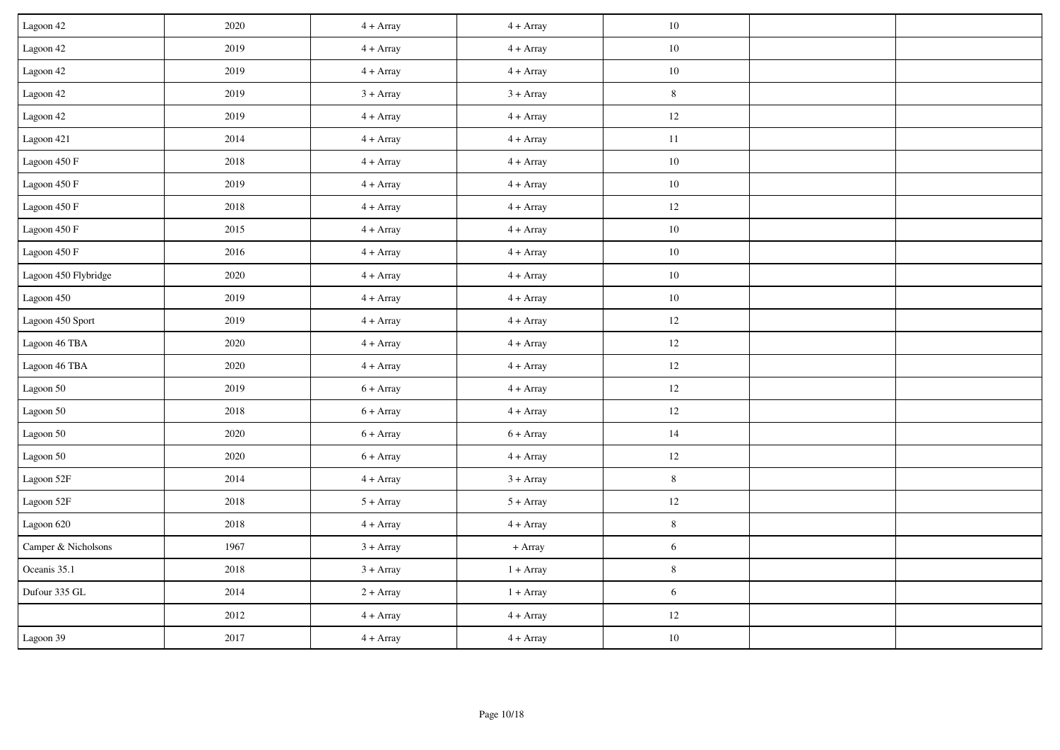| | | | | | | |
|---|---|---|---|---|---|---|
| Lagoon 42 | 2020 | 4 + Array | 4 + Array | 10 | | |
| Lagoon 42 | 2019 | 4 + Array | 4 + Array | 10 | | |
| Lagoon 42 | 2019 | 4 + Array | 4 + Array | 10 | | |
| Lagoon 42 | 2019 | 3 + Array | 3 + Array | 8 | | |
| Lagoon 42 | 2019 | 4 + Array | 4 + Array | 12 | | |
| Lagoon 421 | 2014 | 4 + Array | 4 + Array | 11 | | |
| Lagoon 450 F | 2018 | 4 + Array | 4 + Array | 10 | | |
| Lagoon 450 F | 2019 | 4 + Array | 4 + Array | 10 | | |
| Lagoon 450 F | 2018 | 4 + Array | 4 + Array | 12 | | |
| Lagoon 450 F | 2015 | 4 + Array | 4 + Array | 10 | | |
| Lagoon 450 F | 2016 | 4 + Array | 4 + Array | 10 | | |
| Lagoon 450 Flybridge | 2020 | 4 + Array | 4 + Array | 10 | | |
| Lagoon 450 | 2019 | 4 + Array | 4 + Array | 10 | | |
| Lagoon 450 Sport | 2019 | 4 + Array | 4 + Array | 12 | | |
| Lagoon 46 TBA | 2020 | 4 + Array | 4 + Array | 12 | | |
| Lagoon 46 TBA | 2020 | 4 + Array | 4 + Array | 12 | | |
| Lagoon 50 | 2019 | 6 + Array | 4 + Array | 12 | | |
| Lagoon 50 | 2018 | 6 + Array | 4 + Array | 12 | | |
| Lagoon 50 | 2020 | 6 + Array | 6 + Array | 14 | | |
| Lagoon 50 | 2020 | 6 + Array | 4 + Array | 12 | | |
| Lagoon 52F | 2014 | 4 + Array | 3 + Array | 8 | | |
| Lagoon 52F | 2018 | 5 + Array | 5 + Array | 12 | | |
| Lagoon 620 | 2018 | 4 + Array | 4 + Array | 8 | | |
| Camper & Nicholsons | 1967 | 3 + Array | + Array | 6 | | |
| Oceanis 35.1 | 2018 | 3 + Array | 1 + Array | 8 | | |
| Dufour 335 GL | 2014 | 2 + Array | 1 + Array | 6 | | |
| | 2012 | 4 + Array | 4 + Array | 12 | | |
| Lagoon 39 | 2017 | 4 + Array | 4 + Array | 10 | | |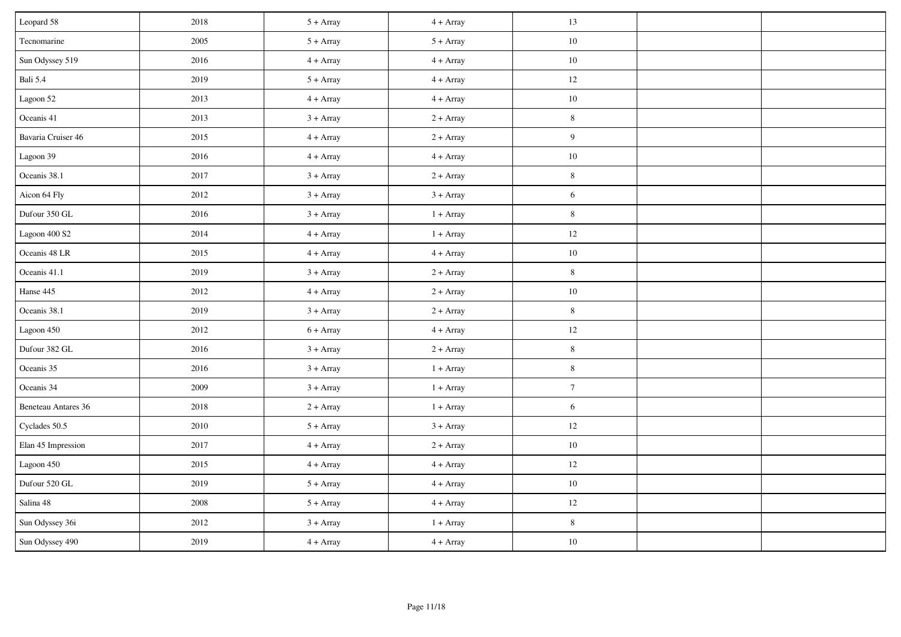| | | | | | | |
|---|---|---|---|---|---|---|
| Leopard 58 | 2018 | 5 + Array | 4 + Array | 13 | | |
| Tecnomarine | 2005 | 5 + Array | 5 + Array | 10 | | |
| Sun Odyssey 519 | 2016 | 4 + Array | 4 + Array | 10 | | |
| Bali 5.4 | 2019 | 5 + Array | 4 + Array | 12 | | |
| Lagoon 52 | 2013 | 4 + Array | 4 + Array | 10 | | |
| Oceanis 41 | 2013 | 3 + Array | 2 + Array | 8 | | |
| Bavaria Cruiser 46 | 2015 | 4 + Array | 2 + Array | 9 | | |
| Lagoon 39 | 2016 | 4 + Array | 4 + Array | 10 | | |
| Oceanis 38.1 | 2017 | 3 + Array | 2 + Array | 8 | | |
| Aicon 64 Fly | 2012 | 3 + Array | 3 + Array | 6 | | |
| Dufour 350 GL | 2016 | 3 + Array | 1 + Array | 8 | | |
| Lagoon 400 S2 | 2014 | 4 + Array | 1 + Array | 12 | | |
| Oceanis 48 LR | 2015 | 4 + Array | 4 + Array | 10 | | |
| Oceanis 41.1 | 2019 | 3 + Array | 2 + Array | 8 | | |
| Hanse 445 | 2012 | 4 + Array | 2 + Array | 10 | | |
| Oceanis 38.1 | 2019 | 3 + Array | 2 + Array | 8 | | |
| Lagoon 450 | 2012 | 6 + Array | 4 + Array | 12 | | |
| Dufour 382 GL | 2016 | 3 + Array | 2 + Array | 8 | | |
| Oceanis 35 | 2016 | 3 + Array | 1 + Array | 8 | | |
| Oceanis 34 | 2009 | 3 + Array | 1 + Array | 7 | | |
| Beneteau Antares 36 | 2018 | 2 + Array | 1 + Array | 6 | | |
| Cyclades 50.5 | 2010 | 5 + Array | 3 + Array | 12 | | |
| Elan 45 Impression | 2017 | 4 + Array | 2 + Array | 10 | | |
| Lagoon 450 | 2015 | 4 + Array | 4 + Array | 12 | | |
| Dufour 520 GL | 2019 | 5 + Array | 4 + Array | 10 | | |
| Salina 48 | 2008 | 5 + Array | 4 + Array | 12 | | |
| Sun Odyssey 36i | 2012 | 3 + Array | 1 + Array | 8 | | |
| Sun Odyssey 490 | 2019 | 4 + Array | 4 + Array | 10 | | |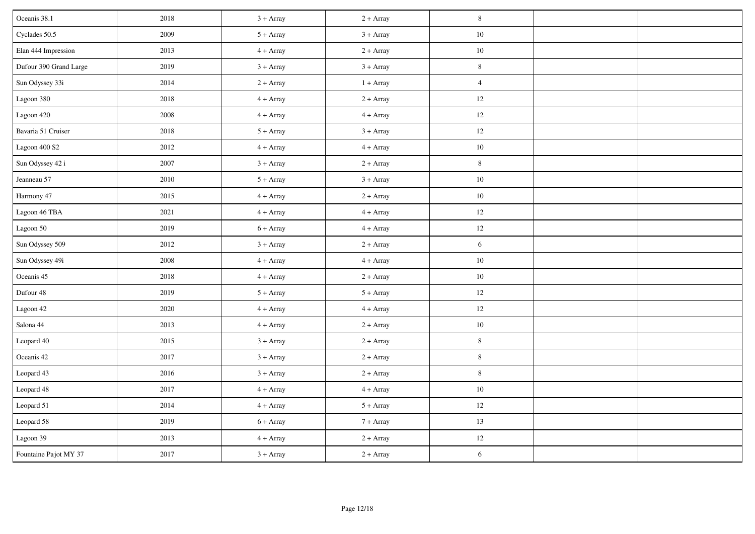| | | | | | | |
|---|---|---|---|---|---|---|
| Oceanis 38.1 | 2018 | 3 + Array | 2 + Array | 8 | | |
| Cyclades 50.5 | 2009 | 5 + Array | 3 + Array | 10 | | |
| Elan 444 Impression | 2013 | 4 + Array | 2 + Array | 10 | | |
| Dufour 390 Grand Large | 2019 | 3 + Array | 3 + Array | 8 | | |
| Sun Odyssey 33i | 2014 | 2 + Array | 1 + Array | 4 | | |
| Lagoon 380 | 2018 | 4 + Array | 2 + Array | 12 | | |
| Lagoon 420 | 2008 | 4 + Array | 4 + Array | 12 | | |
| Bavaria 51 Cruiser | 2018 | 5 + Array | 3 + Array | 12 | | |
| Lagoon 400 S2 | 2012 | 4 + Array | 4 + Array | 10 | | |
| Sun Odyssey 42 i | 2007 | 3 + Array | 2 + Array | 8 | | |
| Jeanneau 57 | 2010 | 5 + Array | 3 + Array | 10 | | |
| Harmony 47 | 2015 | 4 + Array | 2 + Array | 10 | | |
| Lagoon 46 TBA | 2021 | 4 + Array | 4 + Array | 12 | | |
| Lagoon 50 | 2019 | 6 + Array | 4 + Array | 12 | | |
| Sun Odyssey 509 | 2012 | 3 + Array | 2 + Array | 6 | | |
| Sun Odyssey 49i | 2008 | 4 + Array | 4 + Array | 10 | | |
| Oceanis 45 | 2018 | 4 + Array | 2 + Array | 10 | | |
| Dufour 48 | 2019 | 5 + Array | 5 + Array | 12 | | |
| Lagoon 42 | 2020 | 4 + Array | 4 + Array | 12 | | |
| Salona 44 | 2013 | 4 + Array | 2 + Array | 10 | | |
| Leopard 40 | 2015 | 3 + Array | 2 + Array | 8 | | |
| Oceanis 42 | 2017 | 3 + Array | 2 + Array | 8 | | |
| Leopard 43 | 2016 | 3 + Array | 2 + Array | 8 | | |
| Leopard 48 | 2017 | 4 + Array | 4 + Array | 10 | | |
| Leopard 51 | 2014 | 4 + Array | 5 + Array | 12 | | |
| Leopard 58 | 2019 | 6 + Array | 7 + Array | 13 | | |
| Lagoon 39 | 2013 | 4 + Array | 2 + Array | 12 | | |
| Fountaine Pajot MY 37 | 2017 | 3 + Array | 2 + Array | 6 | | |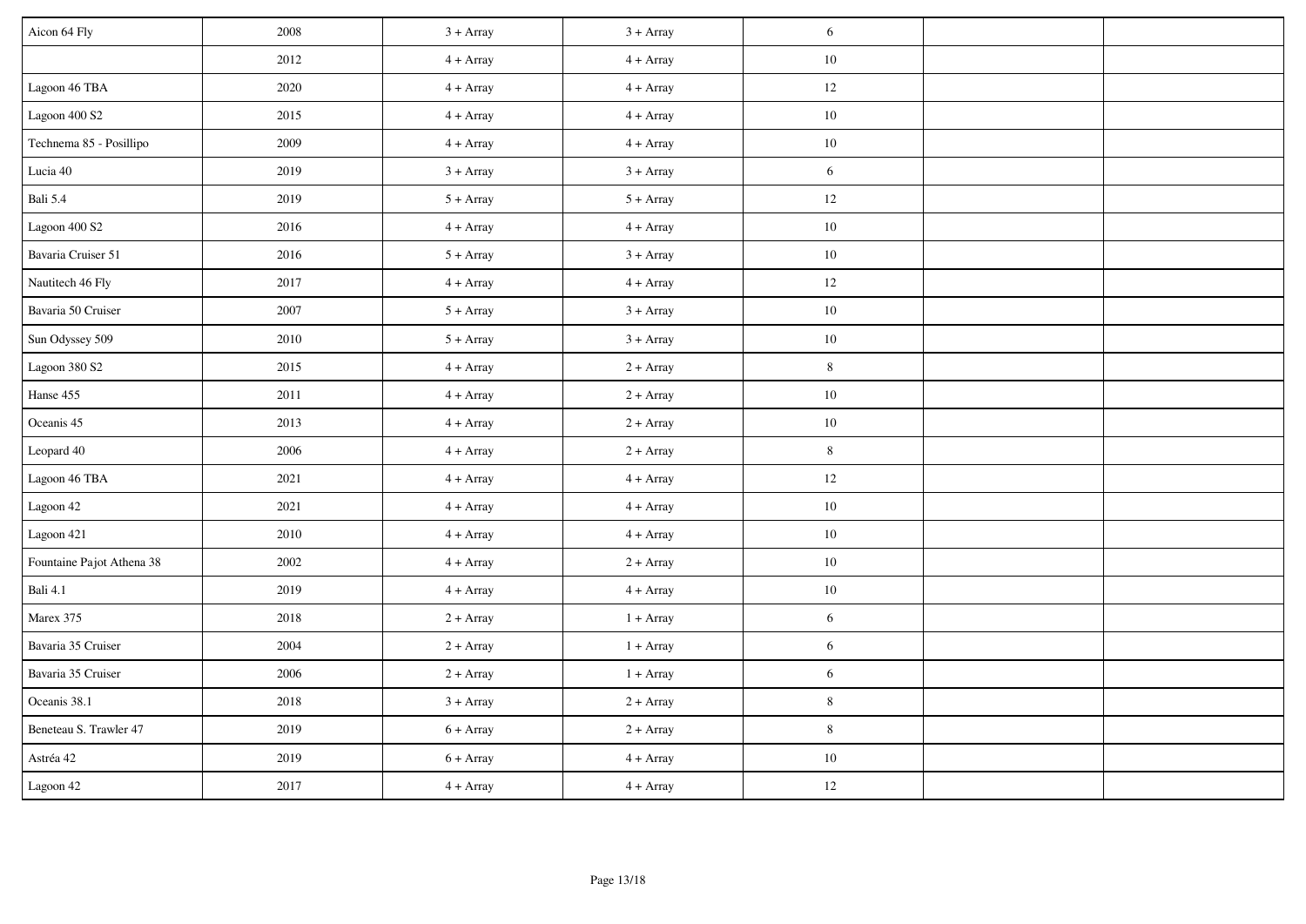| | | | | | | |
|---|---|---|---|---|---|---|
| Aicon 64 Fly | 2008 | 3 + Array | 3 + Array | 6 | | |
| | 2012 | 4 + Array | 4 + Array | 10 | | |
| Lagoon 46 TBA | 2020 | 4 + Array | 4 + Array | 12 | | |
| Lagoon 400 S2 | 2015 | 4 + Array | 4 + Array | 10 | | |
| Technema 85 - Posillipo | 2009 | 4 + Array | 4 + Array | 10 | | |
| Lucia 40 | 2019 | 3 + Array | 3 + Array | 6 | | |
| Bali 5.4 | 2019 | 5 + Array | 5 + Array | 12 | | |
| Lagoon 400 S2 | 2016 | 4 + Array | 4 + Array | 10 | | |
| Bavaria Cruiser 51 | 2016 | 5 + Array | 3 + Array | 10 | | |
| Nautitech 46 Fly | 2017 | 4 + Array | 4 + Array | 12 | | |
| Bavaria 50 Cruiser | 2007 | 5 + Array | 3 + Array | 10 | | |
| Sun Odyssey 509 | 2010 | 5 + Array | 3 + Array | 10 | | |
| Lagoon 380 S2 | 2015 | 4 + Array | 2 + Array | 8 | | |
| Hanse 455 | 2011 | 4 + Array | 2 + Array | 10 | | |
| Oceanis 45 | 2013 | 4 + Array | 2 + Array | 10 | | |
| Leopard 40 | 2006 | 4 + Array | 2 + Array | 8 | | |
| Lagoon 46 TBA | 2021 | 4 + Array | 4 + Array | 12 | | |
| Lagoon 42 | 2021 | 4 + Array | 4 + Array | 10 | | |
| Lagoon 421 | 2010 | 4 + Array | 4 + Array | 10 | | |
| Fountaine Pajot Athena 38 | 2002 | 4 + Array | 2 + Array | 10 | | |
| Bali 4.1 | 2019 | 4 + Array | 4 + Array | 10 | | |
| Marex 375 | 2018 | 2 + Array | 1 + Array | 6 | | |
| Bavaria 35 Cruiser | 2004 | 2 + Array | 1 + Array | 6 | | |
| Bavaria 35 Cruiser | 2006 | 2 + Array | 1 + Array | 6 | | |
| Oceanis 38.1 | 2018 | 3 + Array | 2 + Array | 8 | | |
| Beneteau S. Trawler 47 | 2019 | 6 + Array | 2 + Array | 8 | | |
| Astréa 42 | 2019 | 6 + Array | 4 + Array | 10 | | |
| Lagoon 42 | 2017 | 4 + Array | 4 + Array | 12 | | |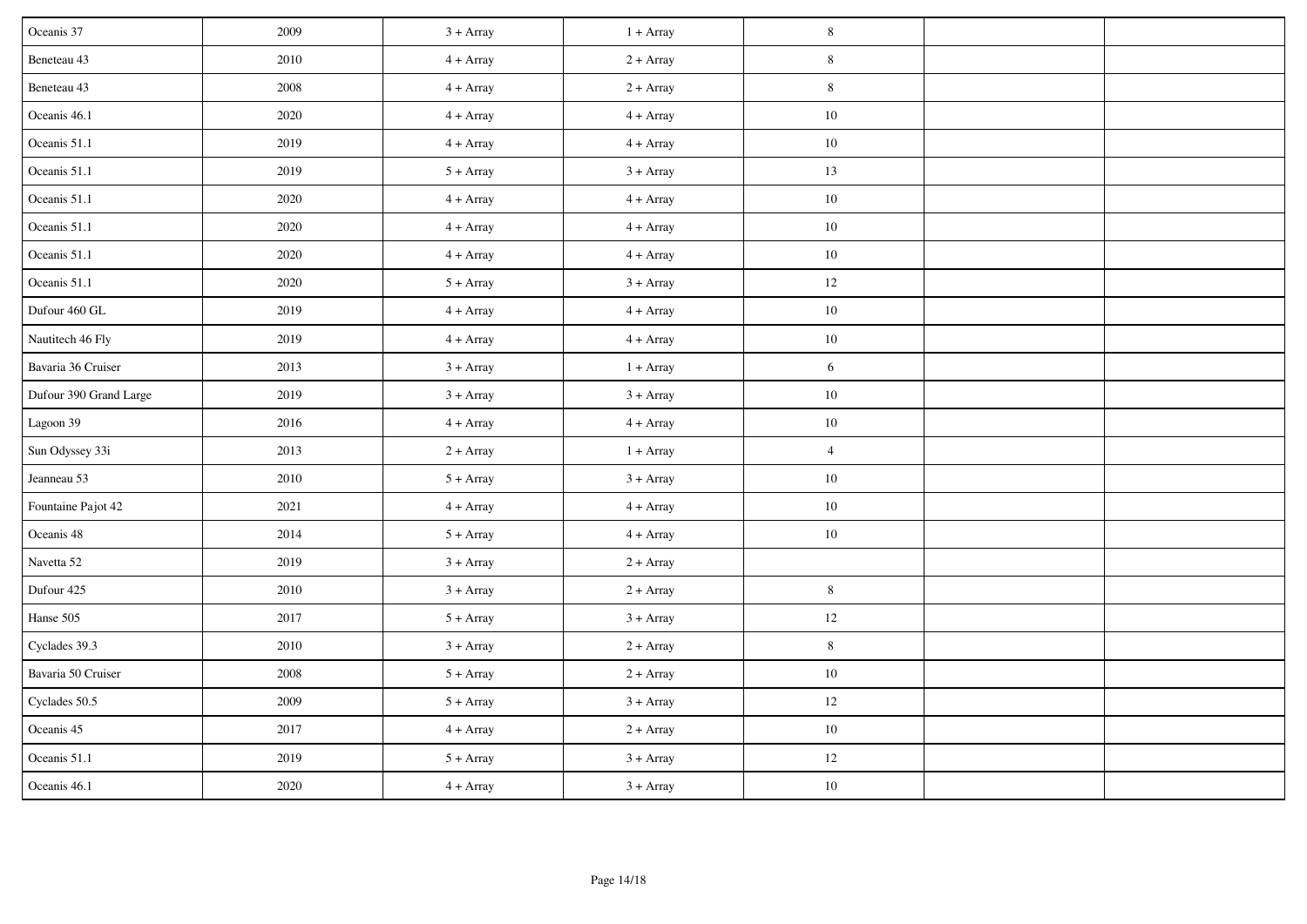| | | | | | | |
|---|---|---|---|---|---|---|
| Oceanis 37 | 2009 | 3 + Array | 1 + Array | 8 | | |
| Beneteau 43 | 2010 | 4 + Array | 2 + Array | 8 | | |
| Beneteau 43 | 2008 | 4 + Array | 2 + Array | 8 | | |
| Oceanis 46.1 | 2020 | 4 + Array | 4 + Array | 10 | | |
| Oceanis 51.1 | 2019 | 4 + Array | 4 + Array | 10 | | |
| Oceanis 51.1 | 2019 | 5 + Array | 3 + Array | 13 | | |
| Oceanis 51.1 | 2020 | 4 + Array | 4 + Array | 10 | | |
| Oceanis 51.1 | 2020 | 4 + Array | 4 + Array | 10 | | |
| Oceanis 51.1 | 2020 | 4 + Array | 4 + Array | 10 | | |
| Oceanis 51.1 | 2020 | 5 + Array | 3 + Array | 12 | | |
| Dufour 460 GL | 2019 | 4 + Array | 4 + Array | 10 | | |
| Nautitech 46 Fly | 2019 | 4 + Array | 4 + Array | 10 | | |
| Bavaria 36 Cruiser | 2013 | 3 + Array | 1 + Array | 6 | | |
| Dufour 390 Grand Large | 2019 | 3 + Array | 3 + Array | 10 | | |
| Lagoon 39 | 2016 | 4 + Array | 4 + Array | 10 | | |
| Sun Odyssey 33i | 2013 | 2 + Array | 1 + Array | 4 | | |
| Jeanneau 53 | 2010 | 5 + Array | 3 + Array | 10 | | |
| Fountaine Pajot 42 | 2021 | 4 + Array | 4 + Array | 10 | | |
| Oceanis 48 | 2014 | 5 + Array | 4 + Array | 10 | | |
| Navetta 52 | 2019 | 3 + Array | 2 + Array | | | |
| Dufour 425 | 2010 | 3 + Array | 2 + Array | 8 | | |
| Hanse 505 | 2017 | 5 + Array | 3 + Array | 12 | | |
| Cyclades 39.3 | 2010 | 3 + Array | 2 + Array | 8 | | |
| Bavaria 50 Cruiser | 2008 | 5 + Array | 2 + Array | 10 | | |
| Cyclades 50.5 | 2009 | 5 + Array | 3 + Array | 12 | | |
| Oceanis 45 | 2017 | 4 + Array | 2 + Array | 10 | | |
| Oceanis 51.1 | 2019 | 5 + Array | 3 + Array | 12 | | |
| Oceanis 46.1 | 2020 | 4 + Array | 3 + Array | 10 | | |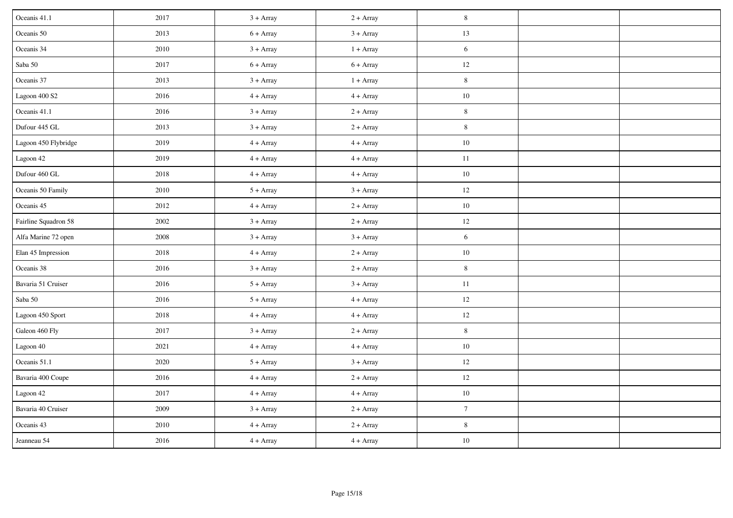| | | | | | | |
|---|---|---|---|---|---|---|
| Oceanis 41.1 | 2017 | 3 + Array | 2 + Array | 8 | | |
| Oceanis 50 | 2013 | 6 + Array | 3 + Array | 13 | | |
| Oceanis 34 | 2010 | 3 + Array | 1 + Array | 6 | | |
| Saba 50 | 2017 | 6 + Array | 6 + Array | 12 | | |
| Oceanis 37 | 2013 | 3 + Array | 1 + Array | 8 | | |
| Lagoon 400 S2 | 2016 | 4 + Array | 4 + Array | 10 | | |
| Oceanis 41.1 | 2016 | 3 + Array | 2 + Array | 8 | | |
| Dufour 445 GL | 2013 | 3 + Array | 2 + Array | 8 | | |
| Lagoon 450 Flybridge | 2019 | 4 + Array | 4 + Array | 10 | | |
| Lagoon 42 | 2019 | 4 + Array | 4 + Array | 11 | | |
| Dufour 460 GL | 2018 | 4 + Array | 4 + Array | 10 | | |
| Oceanis 50 Family | 2010 | 5 + Array | 3 + Array | 12 | | |
| Oceanis 45 | 2012 | 4 + Array | 2 + Array | 10 | | |
| Fairline Squadron 58 | 2002 | 3 + Array | 2 + Array | 12 | | |
| Alfa Marine 72 open | 2008 | 3 + Array | 3 + Array | 6 | | |
| Elan 45 Impression | 2018 | 4 + Array | 2 + Array | 10 | | |
| Oceanis 38 | 2016 | 3 + Array | 2 + Array | 8 | | |
| Bavaria 51 Cruiser | 2016 | 5 + Array | 3 + Array | 11 | | |
| Saba 50 | 2016 | 5 + Array | 4 + Array | 12 | | |
| Lagoon 450 Sport | 2018 | 4 + Array | 4 + Array | 12 | | |
| Galeon 460 Fly | 2017 | 3 + Array | 2 + Array | 8 | | |
| Lagoon 40 | 2021 | 4 + Array | 4 + Array | 10 | | |
| Oceanis 51.1 | 2020 | 5 + Array | 3 + Array | 12 | | |
| Bavaria 400 Coupe | 2016 | 4 + Array | 2 + Array | 12 | | |
| Lagoon 42 | 2017 | 4 + Array | 4 + Array | 10 | | |
| Bavaria 40 Cruiser | 2009 | 3 + Array | 2 + Array | 7 | | |
| Oceanis 43 | 2010 | 4 + Array | 2 + Array | 8 | | |
| Jeanneau 54 | 2016 | 4 + Array | 4 + Array | 10 | | |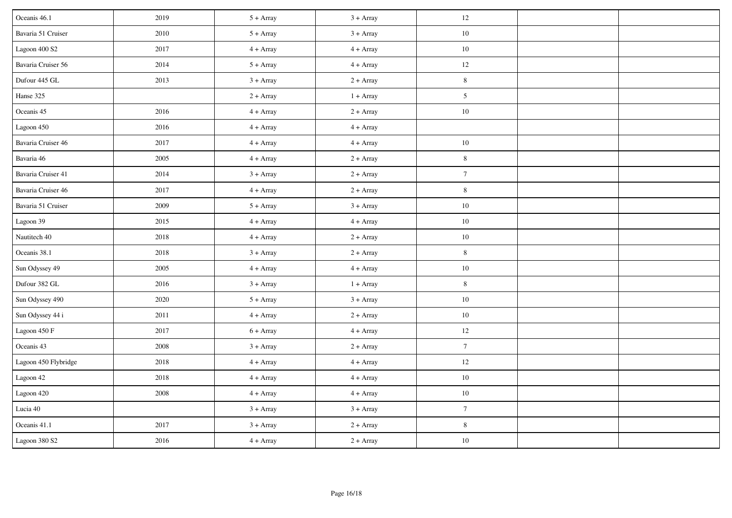| | | | | | | |
|---|---|---|---|---|---|---|
| Oceanis 46.1 | 2019 | 5 + Array | 3 + Array | 12 | | |
| Bavaria 51 Cruiser | 2010 | 5 + Array | 3 + Array | 10 | | |
| Lagoon 400 S2 | 2017 | 4 + Array | 4 + Array | 10 | | |
| Bavaria Cruiser 56 | 2014 | 5 + Array | 4 + Array | 12 | | |
| Dufour 445 GL | 2013 | 3 + Array | 2 + Array | 8 | | |
| Hanse 325 | | 2 + Array | 1 + Array | 5 | | |
| Oceanis 45 | 2016 | 4 + Array | 2 + Array | 10 | | |
| Lagoon 450 | 2016 | 4 + Array | 4 + Array | | | |
| Bavaria Cruiser 46 | 2017 | 4 + Array | 4 + Array | 10 | | |
| Bavaria 46 | 2005 | 4 + Array | 2 + Array | 8 | | |
| Bavaria Cruiser 41 | 2014 | 3 + Array | 2 + Array | 7 | | |
| Bavaria Cruiser 46 | 2017 | 4 + Array | 2 + Array | 8 | | |
| Bavaria 51 Cruiser | 2009 | 5 + Array | 3 + Array | 10 | | |
| Lagoon 39 | 2015 | 4 + Array | 4 + Array | 10 | | |
| Nautitech 40 | 2018 | 4 + Array | 2 + Array | 10 | | |
| Oceanis 38.1 | 2018 | 3 + Array | 2 + Array | 8 | | |
| Sun Odyssey 49 | 2005 | 4 + Array | 4 + Array | 10 | | |
| Dufour 382 GL | 2016 | 3 + Array | 1 + Array | 8 | | |
| Sun Odyssey 490 | 2020 | 5 + Array | 3 + Array | 10 | | |
| Sun Odyssey 44 i | 2011 | 4 + Array | 2 + Array | 10 | | |
| Lagoon 450 F | 2017 | 6 + Array | 4 + Array | 12 | | |
| Oceanis 43 | 2008 | 3 + Array | 2 + Array | 7 | | |
| Lagoon 450 Flybridge | 2018 | 4 + Array | 4 + Array | 12 | | |
| Lagoon 42 | 2018 | 4 + Array | 4 + Array | 10 | | |
| Lagoon 420 | 2008 | 4 + Array | 4 + Array | 10 | | |
| Lucia 40 | | 3 + Array | 3 + Array | 7 | | |
| Oceanis 41.1 | 2017 | 3 + Array | 2 + Array | 8 | | |
| Lagoon 380 S2 | 2016 | 4 + Array | 2 + Array | 10 | | |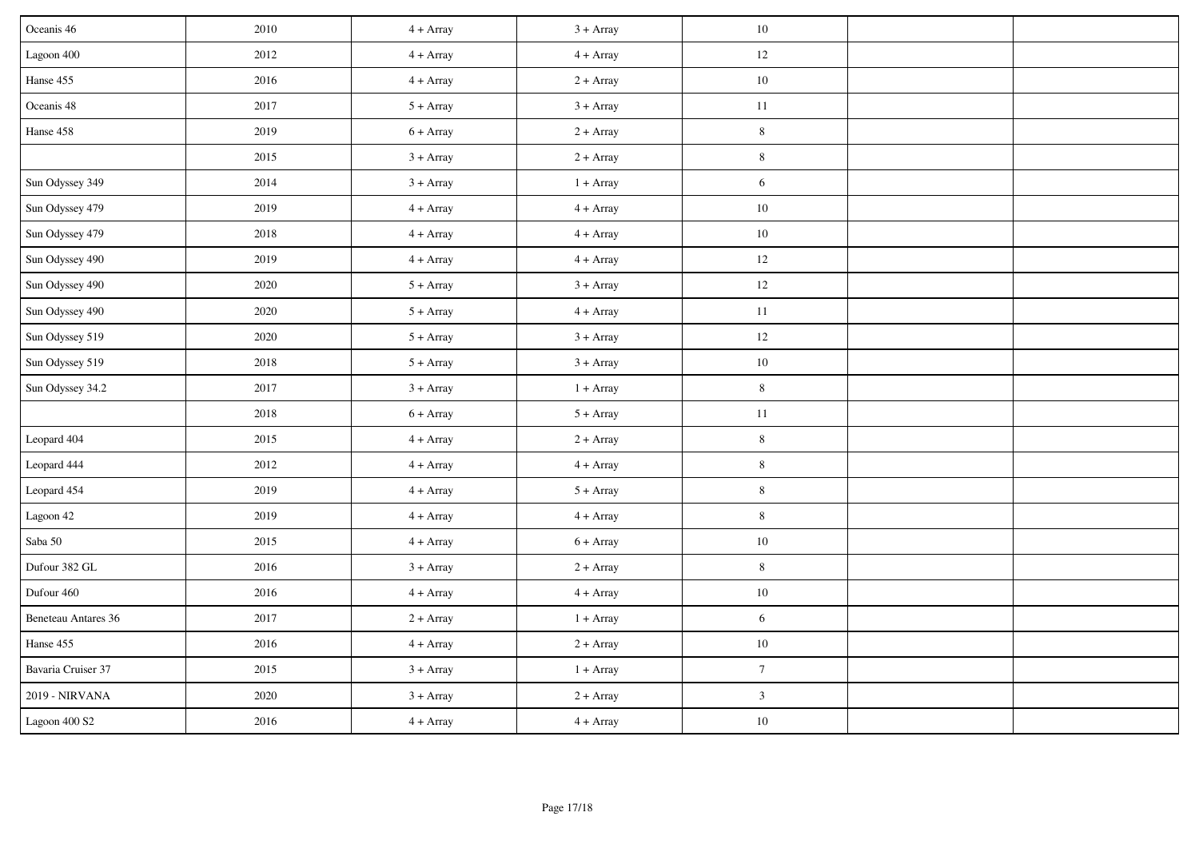| | | | | | | |
|---|---|---|---|---|---|---|
| Oceanis 46 | 2010 | 4 + Array | 3 + Array | 10 | | |
| Lagoon 400 | 2012 | 4 + Array | 4 + Array | 12 | | |
| Hanse 455 | 2016 | 4 + Array | 2 + Array | 10 | | |
| Oceanis 48 | 2017 | 5 + Array | 3 + Array | 11 | | |
| Hanse 458 | 2019 | 6 + Array | 2 + Array | 8 | | |
| | 2015 | 3 + Array | 2 + Array | 8 | | |
| Sun Odyssey 349 | 2014 | 3 + Array | 1 + Array | 6 | | |
| Sun Odyssey 479 | 2019 | 4 + Array | 4 + Array | 10 | | |
| Sun Odyssey 479 | 2018 | 4 + Array | 4 + Array | 10 | | |
| Sun Odyssey 490 | 2019 | 4 + Array | 4 + Array | 12 | | |
| Sun Odyssey 490 | 2020 | 5 + Array | 3 + Array | 12 | | |
| Sun Odyssey 490 | 2020 | 5 + Array | 4 + Array | 11 | | |
| Sun Odyssey 519 | 2020 | 5 + Array | 3 + Array | 12 | | |
| Sun Odyssey 519 | 2018 | 5 + Array | 3 + Array | 10 | | |
| Sun Odyssey 34.2 | 2017 | 3 + Array | 1 + Array | 8 | | |
| | 2018 | 6 + Array | 5 + Array | 11 | | |
| Leopard 404 | 2015 | 4 + Array | 2 + Array | 8 | | |
| Leopard 444 | 2012 | 4 + Array | 4 + Array | 8 | | |
| Leopard 454 | 2019 | 4 + Array | 5 + Array | 8 | | |
| Lagoon 42 | 2019 | 4 + Array | 4 + Array | 8 | | |
| Saba 50 | 2015 | 4 + Array | 6 + Array | 10 | | |
| Dufour 382 GL | 2016 | 3 + Array | 2 + Array | 8 | | |
| Dufour 460 | 2016 | 4 + Array | 4 + Array | 10 | | |
| Beneteau Antares 36 | 2017 | 2 + Array | 1 + Array | 6 | | |
| Hanse 455 | 2016 | 4 + Array | 2 + Array | 10 | | |
| Bavaria Cruiser 37 | 2015 | 3 + Array | 1 + Array | 7 | | |
| 2019 - NIRVANA | 2020 | 3 + Array | 2 + Array | 3 | | |
| Lagoon 400 S2 | 2016 | 4 + Array | 4 + Array | 10 | | |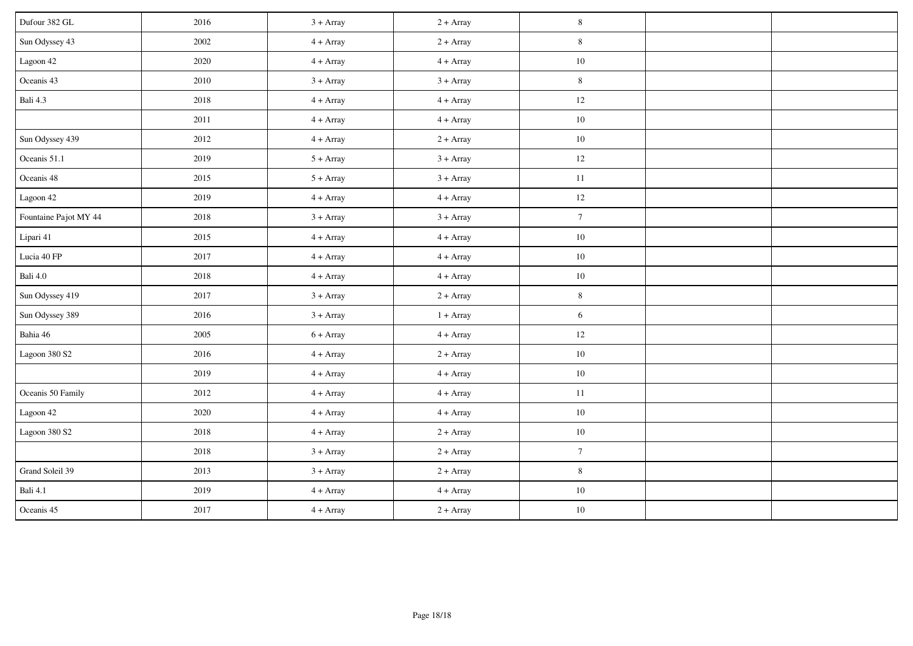| | | | | | | |
|---|---|---|---|---|---|---|
| Dufour 382 GL | 2016 | 3 + Array | 2 + Array | 8 | | |
| Sun Odyssey 43 | 2002 | 4 + Array | 2 + Array | 8 | | |
| Lagoon 42 | 2020 | 4 + Array | 4 + Array | 10 | | |
| Oceanis 43 | 2010 | 3 + Array | 3 + Array | 8 | | |
| Bali 4.3 | 2018 | 4 + Array | 4 + Array | 12 | | |
| | 2011 | 4 + Array | 4 + Array | 10 | | |
| Sun Odyssey 439 | 2012 | 4 + Array | 2 + Array | 10 | | |
| Oceanis 51.1 | 2019 | 5 + Array | 3 + Array | 12 | | |
| Oceanis 48 | 2015 | 5 + Array | 3 + Array | 11 | | |
| Lagoon 42 | 2019 | 4 + Array | 4 + Array | 12 | | |
| Fountaine Pajot MY 44 | 2018 | 3 + Array | 3 + Array | 7 | | |
| Lipari 41 | 2015 | 4 + Array | 4 + Array | 10 | | |
| Lucia 40 FP | 2017 | 4 + Array | 4 + Array | 10 | | |
| Bali 4.0 | 2018 | 4 + Array | 4 + Array | 10 | | |
| Sun Odyssey 419 | 2017 | 3 + Array | 2 + Array | 8 | | |
| Sun Odyssey 389 | 2016 | 3 + Array | 1 + Array | 6 | | |
| Bahia 46 | 2005 | 6 + Array | 4 + Array | 12 | | |
| Lagoon 380 S2 | 2016 | 4 + Array | 2 + Array | 10 | | |
| | 2019 | 4 + Array | 4 + Array | 10 | | |
| Oceanis 50 Family | 2012 | 4 + Array | 4 + Array | 11 | | |
| Lagoon 42 | 2020 | 4 + Array | 4 + Array | 10 | | |
| Lagoon 380 S2 | 2018 | 4 + Array | 2 + Array | 10 | | |
| | 2018 | 3 + Array | 2 + Array | 7 | | |
| Grand Soleil 39 | 2013 | 3 + Array | 2 + Array | 8 | | |
| Bali 4.1 | 2019 | 4 + Array | 4 + Array | 10 | | |
| Oceanis 45 | 2017 | 4 + Array | 2 + Array | 10 | | |